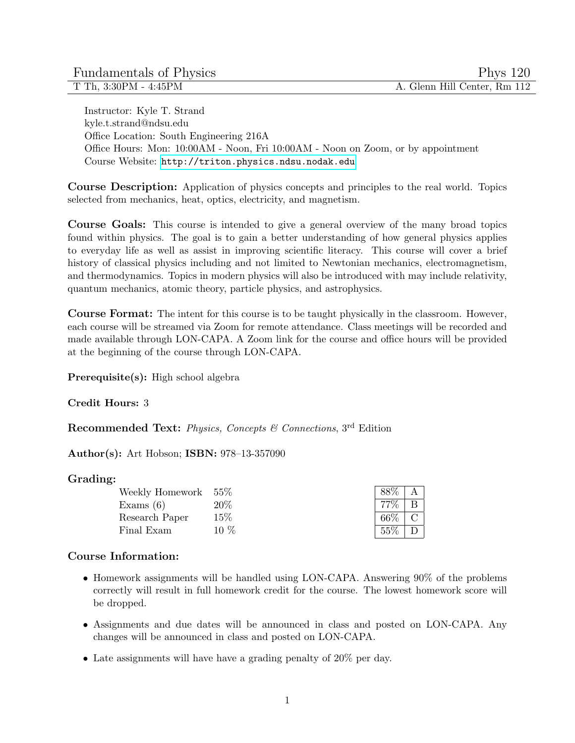# Fundamentals of Physics — Phys 120

T Th, 3:30PM - 4:45PM — A. Glenn Hill Center, Rm 112

Instructor: Kyle T. Strand
kyle.t.strand@ndsu.edu
Office Location: South Engineering 216A
Office Hours: Mon: 10:00AM - Noon, Fri 10:00AM - Noon on Zoom, or by appointment
Course Website: http://triton.physics.ndsu.nodak.edu

**Course Description:** Application of physics concepts and principles to the real world. Topics selected from mechanics, heat, optics, electricity, and magnetism.

**Course Goals:** This course is intended to give a general overview of the many broad topics found within physics. The goal is to gain a better understanding of how general physics applies to everyday life as well as assist in improving scientific literacy. This course will cover a brief history of classical physics including and not limited to Newtonian mechanics, electromagnetism, and thermodynamics. Topics in modern physics will also be introduced with may include relativity, quantum mechanics, atomic theory, particle physics, and astrophysics.

**Course Format:** The intent for this course is to be taught physically in the classroom. However, each course will be streamed via Zoom for remote attendance. Class meetings will be recorded and made available through LON-CAPA. A Zoom link for the course and office hours will be provided at the beginning of the course through LON-CAPA.

**Prerequisite(s):** High school algebra

**Credit Hours:** 3

**Recommended Text:** *Physics, Concepts & Connections*, 3rd Edition

**Author(s):** Art Hobson; **ISBN:** 978–13-357090

**Grading:**

| Component | Weight |
|---|---|
| Weekly Homework | 55% |
| Exams (6) | 20% |
| Research Paper | 15% |
| Final Exam | 10 % |

| Cutoff | Grade |
|---|---|
| 88% | A |
| 77% | B |
| 66% | C |
| 55% | D |

**Course Information:**

- Homework assignments will be handled using LON-CAPA. Answering 90% of the problems correctly will result in full homework credit for the course. The lowest homework score will be dropped.
- Assignments and due dates will be announced in class and posted on LON-CAPA. Any changes will be announced in class and posted on LON-CAPA.
- Late assignments will have have a grading penalty of 20% per day.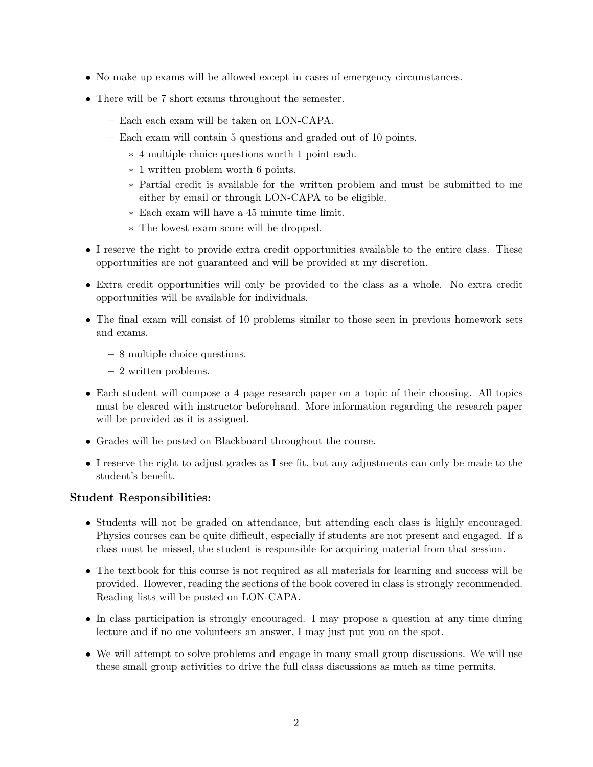- No make up exams will be allowed except in cases of emergency circumstances.
- There will be 7 short exams throughout the semester.
  - Each each exam will be taken on LON-CAPA.
  - Each exam will contain 5 questions and graded out of 10 points.
    - 4 multiple choice questions worth 1 point each.
    - 1 written problem worth 6 points.
    - Partial credit is available for the written problem and must be submitted to me either by email or through LON-CAPA to be eligible.
    - Each exam will have a 45 minute time limit.
    - The lowest exam score will be dropped.
- I reserve the right to provide extra credit opportunities available to the entire class. These opportunities are not guaranteed and will be provided at my discretion.
- Extra credit opportunities will only be provided to the class as a whole. No extra credit opportunities will be available for individuals.
- The final exam will consist of 10 problems similar to those seen in previous homework sets and exams.
  - 8 multiple choice questions.
  - 2 written problems.
- Each student will compose a 4 page research paper on a topic of their choosing. All topics must be cleared with instructor beforehand. More information regarding the research paper will be provided as it is assigned.
- Grades will be posted on Blackboard throughout the course.
- I reserve the right to adjust grades as I see fit, but any adjustments can only be made to the student's benefit.

### Student Responsibilities:

- Students will not be graded on attendance, but attending each class is highly encouraged. Physics courses can be quite difficult, especially if students are not present and engaged. If a class must be missed, the student is responsible for acquiring material from that session.
- The textbook for this course is not required as all materials for learning and success will be provided. However, reading the sections of the book covered in class is strongly recommended. Reading lists will be posted on LON-CAPA.
- In class participation is strongly encouraged. I may propose a question at any time during lecture and if no one volunteers an answer, I may just put you on the spot.
- We will attempt to solve problems and engage in many small group discussions. We will use these small group activities to drive the full class discussions as much as time permits.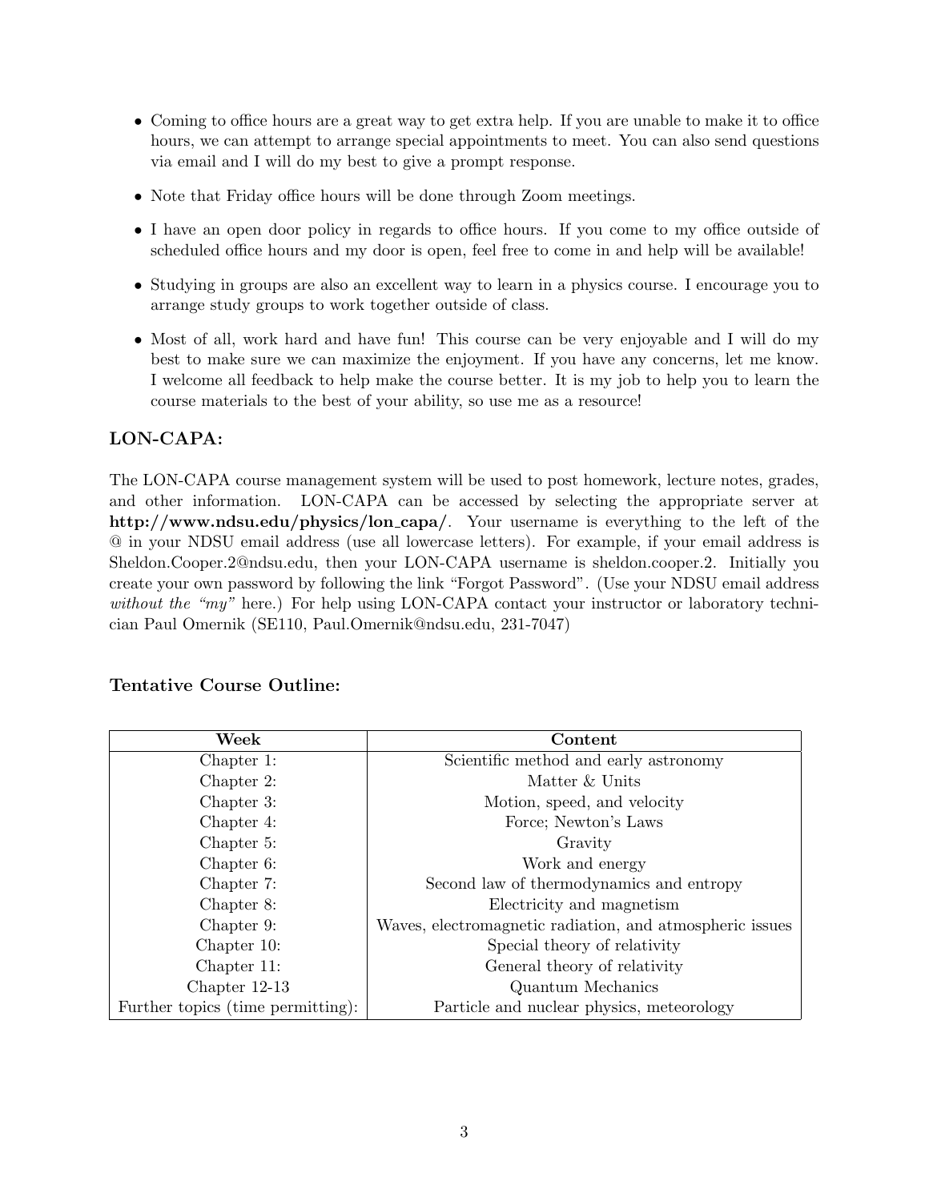- Coming to office hours are a great way to get extra help. If you are unable to make it to office hours, we can attempt to arrange special appointments to meet. You can also send questions via email and I will do my best to give a prompt response.
- Note that Friday office hours will be done through Zoom meetings.
- I have an open door policy in regards to office hours. If you come to my office outside of scheduled office hours and my door is open, feel free to come in and help will be available!
- Studying in groups are also an excellent way to learn in a physics course. I encourage you to arrange study groups to work together outside of class.
- Most of all, work hard and have fun! This course can be very enjoyable and I will do my best to make sure we can maximize the enjoyment. If you have any concerns, let me know. I welcome all feedback to help make the course better. It is my job to help you to learn the course materials to the best of your ability, so use me as a resource!

### LON-CAPA:

The LON-CAPA course management system will be used to post homework, lecture notes, grades, and other information. LON-CAPA can be accessed by selecting the appropriate server at **http://www.ndsu.edu/physics/lon_capa/**. Your username is everything to the left of the @ in your NDSU email address (use all lowercase letters). For example, if your email address is Sheldon.Cooper.2@ndsu.edu, then your LON-CAPA username is sheldon.cooper.2. Initially you create your own password by following the link "Forgot Password". (Use your NDSU email address *without the "my"* here.) For help using LON-CAPA contact your instructor or laboratory technician Paul Omernik (SE110, Paul.Omernik@ndsu.edu, 231-7047)

### Tentative Course Outline:

| Week | Content |
|---|---|
| Chapter 1: | Scientific method and early astronomy |
| Chapter 2: | Matter & Units |
| Chapter 3: | Motion, speed, and velocity |
| Chapter 4: | Force; Newton's Laws |
| Chapter 5: | Gravity |
| Chapter 6: | Work and energy |
| Chapter 7: | Second law of thermodynamics and entropy |
| Chapter 8: | Electricity and magnetism |
| Chapter 9: | Waves, electromagnetic radiation, and atmospheric issues |
| Chapter 10: | Special theory of relativity |
| Chapter 11: | General theory of relativity |
| Chapter 12-13 | Quantum Mechanics |
| Further topics (time permitting): | Particle and nuclear physics, meteorology |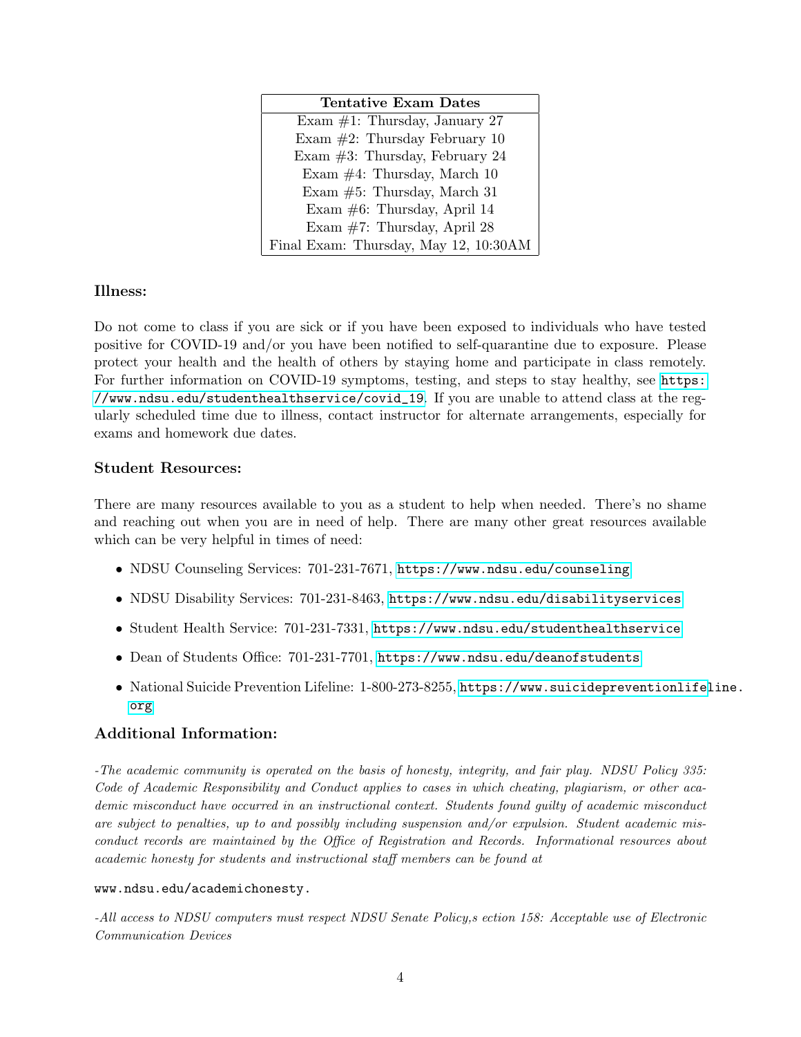| Tentative Exam Dates |
|---|
| Exam #1: Thursday, January 27 |
| Exam #2: Thursday February 10 |
| Exam #3: Thursday, February 24 |
| Exam #4: Thursday, March 10 |
| Exam #5: Thursday, March 31 |
| Exam #6: Thursday, April 14 |
| Exam #7: Thursday, April 28 |
| Final Exam: Thursday, May 12, 10:30AM |

### Illness:

Do not come to class if you are sick or if you have been exposed to individuals who have tested positive for COVID-19 and/or you have been notified to self-quarantine due to exposure. Please protect your health and the health of others by staying home and participate in class remotely. For further information on COVID-19 symptoms, testing, and steps to stay healthy, see https://www.ndsu.edu/studenthealthservice/covid_19. If you are unable to attend class at the regularly scheduled time due to illness, contact instructor for alternate arrangements, especially for exams and homework due dates.

### Student Resources:

There are many resources available to you as a student to help when needed. There's no shame and reaching out when you are in need of help. There are many other great resources available which can be very helpful in times of need:

- NDSU Counseling Services: 701-231-7671, https://www.ndsu.edu/counseling
- NDSU Disability Services: 701-231-8463, https://www.ndsu.edu/disabilityservices
- Student Health Service: 701-231-7331, https://www.ndsu.edu/studenthealthservice
- Dean of Students Office: 701-231-7701, https://www.ndsu.edu/deanofstudents
- National Suicide Prevention Lifeline: 1-800-273-8255, https://www.suicidepreventionlifeline.org

### Additional Information:

*-The academic community is operated on the basis of honesty, integrity, and fair play. NDSU Policy 335: Code of Academic Responsibility and Conduct applies to cases in which cheating, plagiarism, or other academic misconduct have occurred in an instructional context. Students found guilty of academic misconduct are subject to penalties, up to and possibly including suspension and/or expulsion. Student academic misconduct records are maintained by the Office of Registration and Records. Informational resources about academic honesty for students and instructional staff members can be found at*

www.ndsu.edu/academichonesty.

*-All access to NDSU computers must respect NDSU Senate Policy,s ection 158: Acceptable use of Electronic Communication Devices*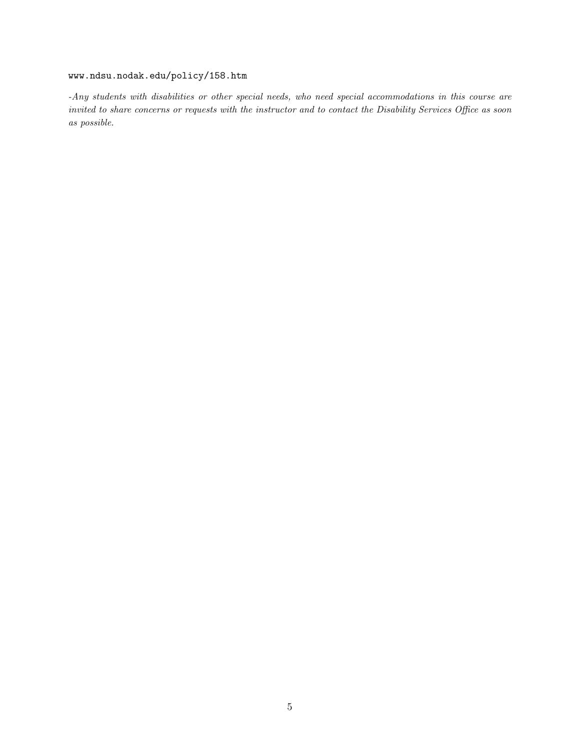`www.ndsu.nodak.edu/policy/158.htm`

*-Any students with disabilities or other special needs, who need special accommodations in this course are invited to share concerns or requests with the instructor and to contact the Disability Services Office as soon as possible.*